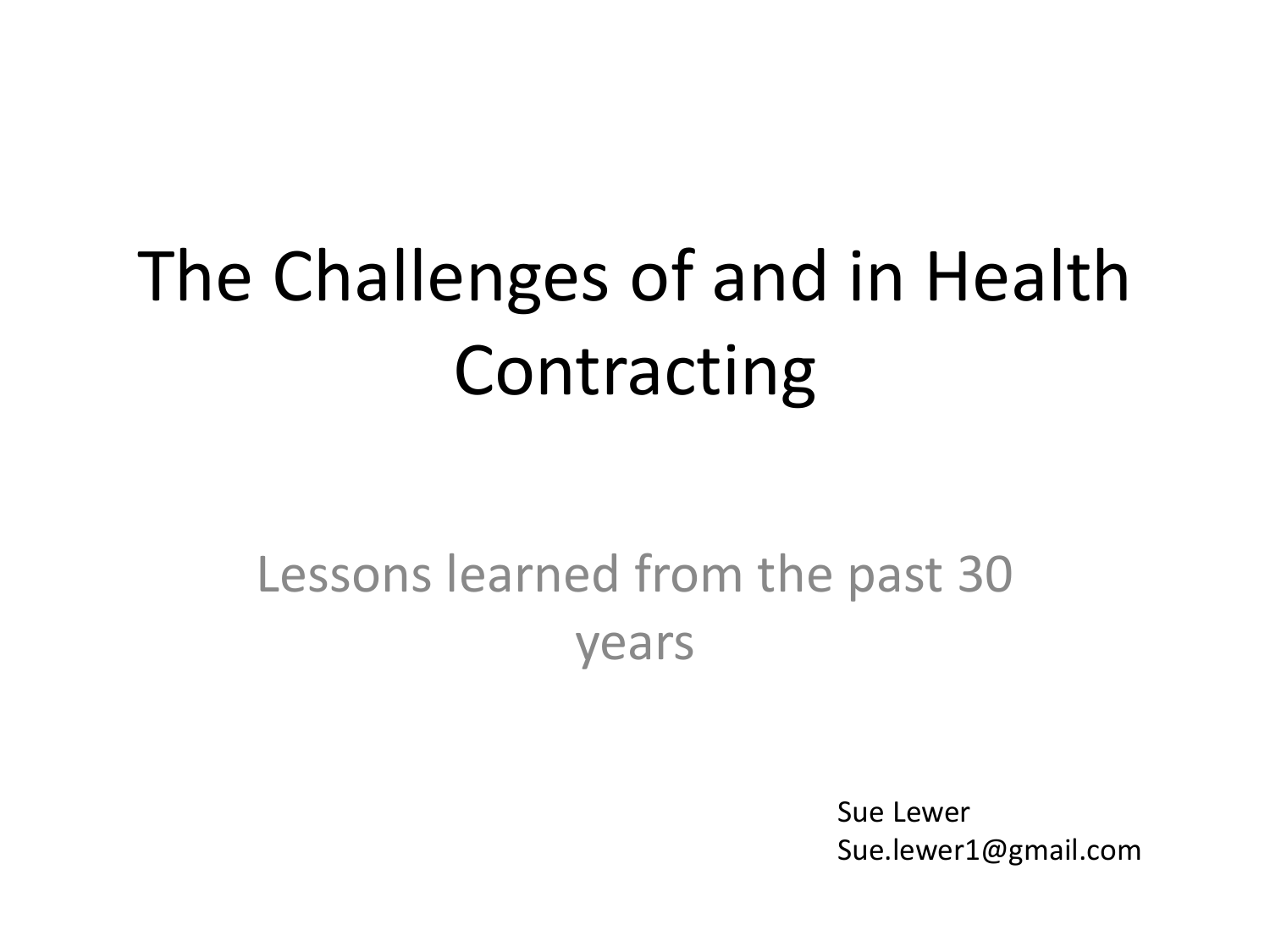# The Challenges of and in Health Contracting

## Lessons learned from the past 30 years

Sue Lewer
Sue.lewer1@gmail.com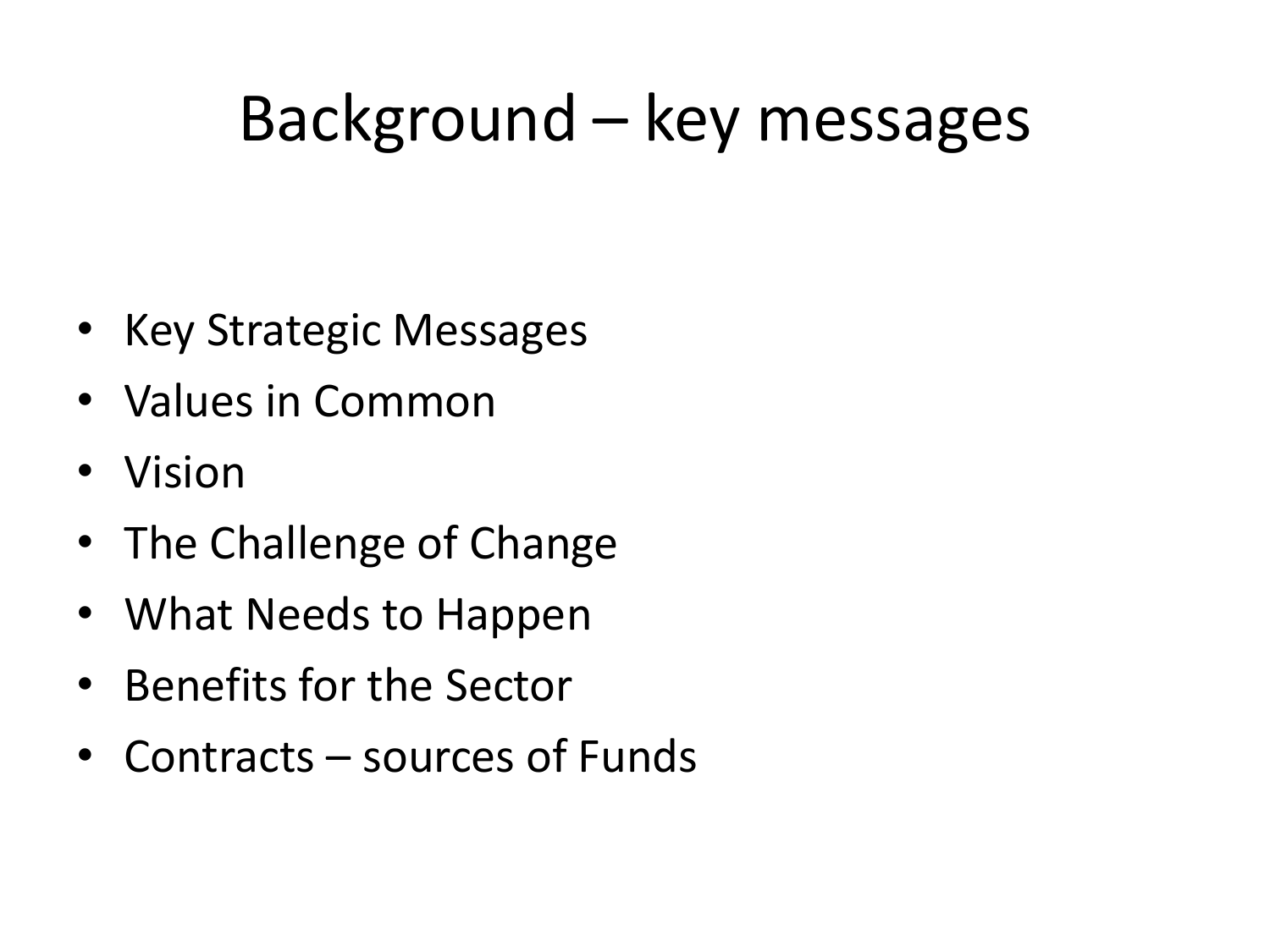# Background – key messages

- Key Strategic Messages
- Values in Common
- Vision
- The Challenge of Change
- What Needs to Happen
- Benefits for the Sector
- Contracts – sources of Funds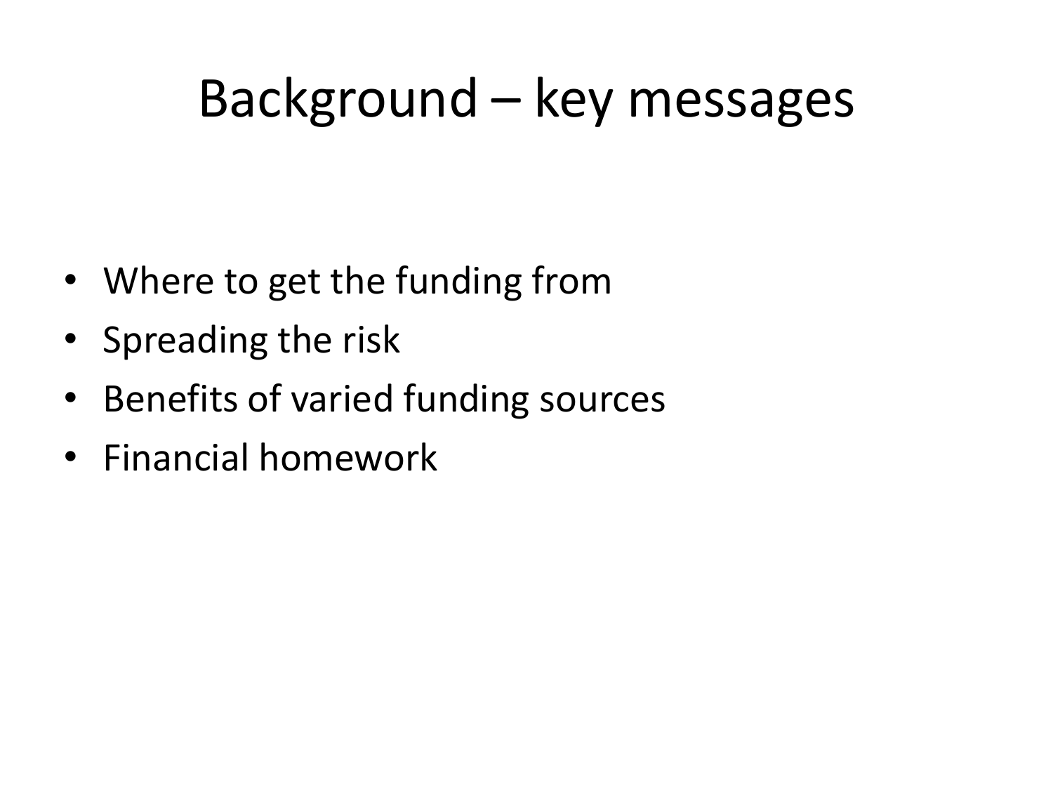# Background – key messages

- Where to get the funding from
- Spreading the risk
- Benefits of varied funding sources
- Financial homework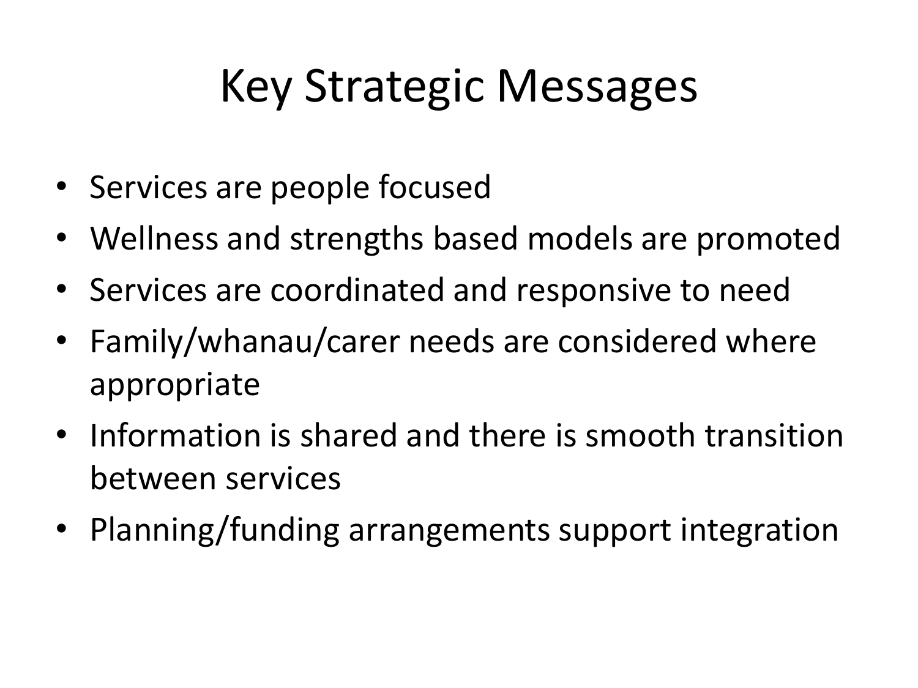# Key Strategic Messages

- Services are people focused
- Wellness and strengths based models are promoted
- Services are coordinated and responsive to need
- Family/whanau/carer needs are considered where appropriate
- Information is shared and there is smooth transition between services
- Planning/funding arrangements support integration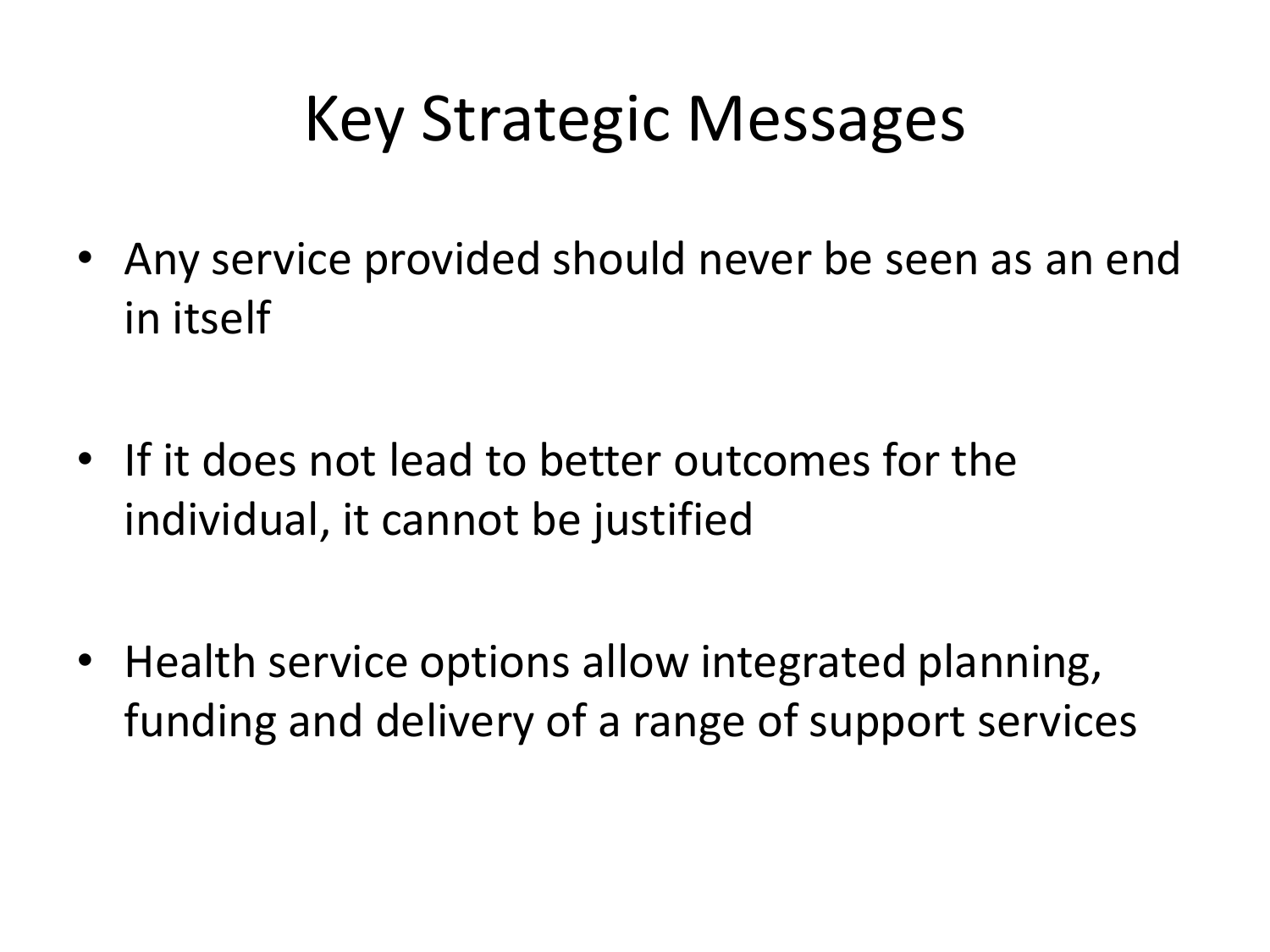# Key Strategic Messages

- Any service provided should never be seen as an end in itself
- If it does not lead to better outcomes for the individual, it cannot be justified
- Health service options allow integrated planning, funding and delivery of a range of support services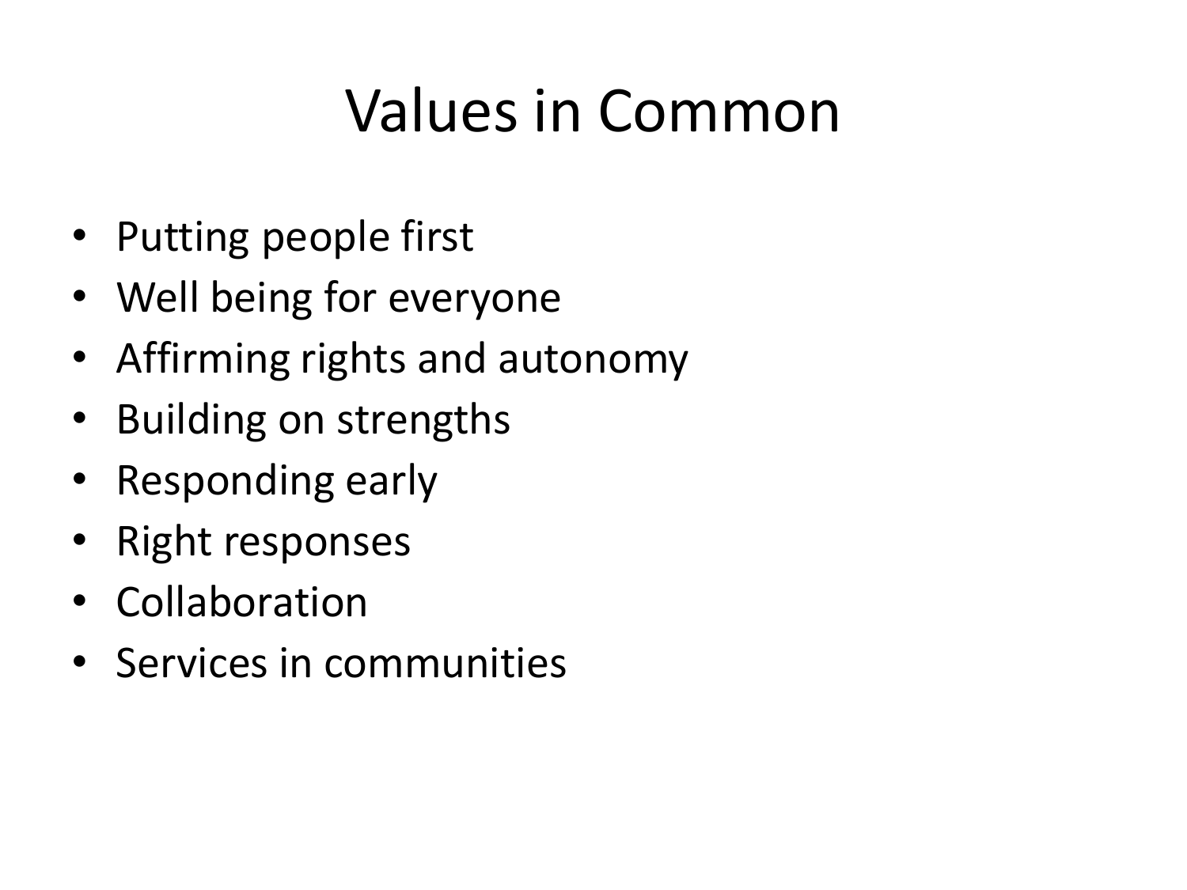# Values in Common

- Putting people first
- Well being for everyone
- Affirming rights and autonomy
- Building on strengths
- Responding early
- Right responses
- Collaboration
- Services in communities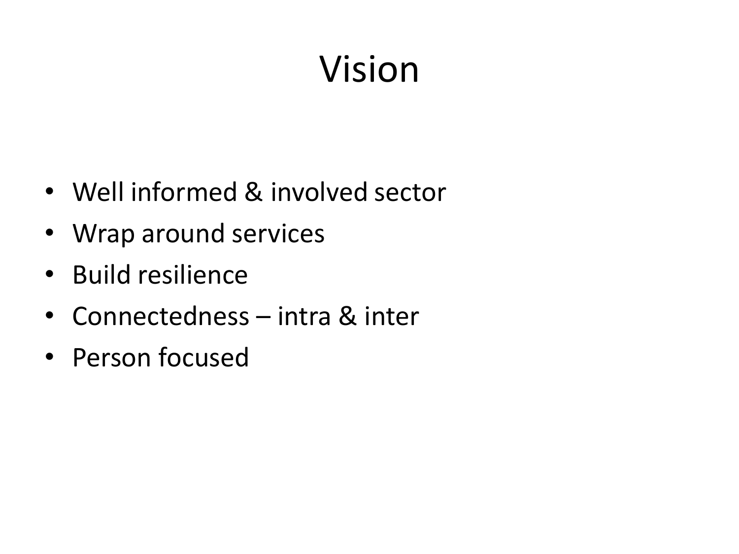# Vision

- Well informed & involved sector
- Wrap around services
- Build resilience
- Connectedness – intra & inter
- Person focused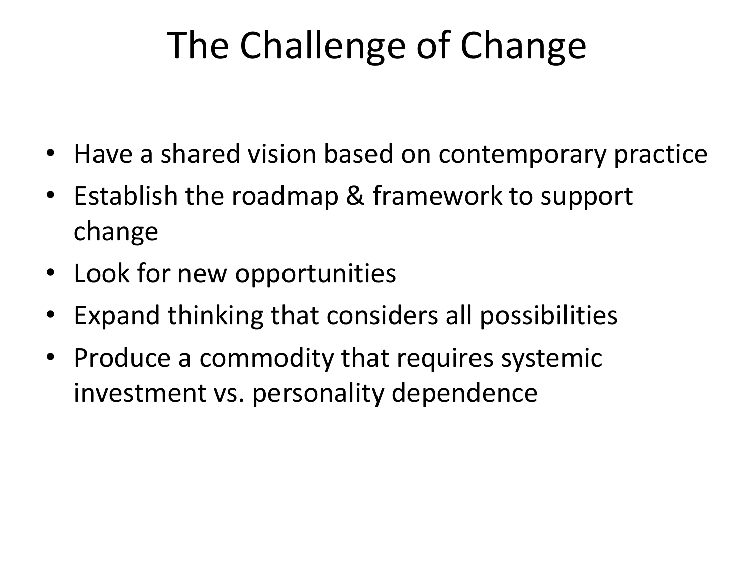# The Challenge of Change

- Have a shared vision based on contemporary practice
- Establish the roadmap & framework to support change
- Look for new opportunities
- Expand thinking that considers all possibilities
- Produce a commodity that requires systemic investment vs. personality dependence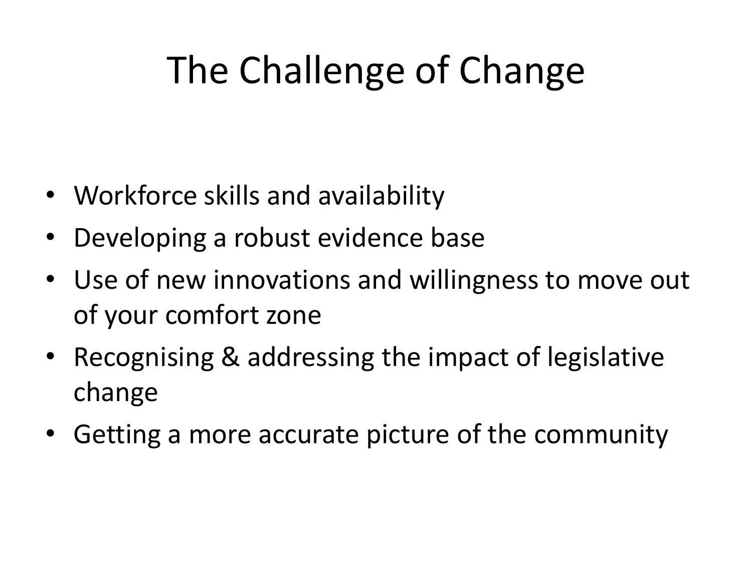# The Challenge of Change

- Workforce skills and availability
- Developing a robust evidence base
- Use of new innovations and willingness to move out of your comfort zone
- Recognising & addressing the impact of legislative change
- Getting a more accurate picture of the community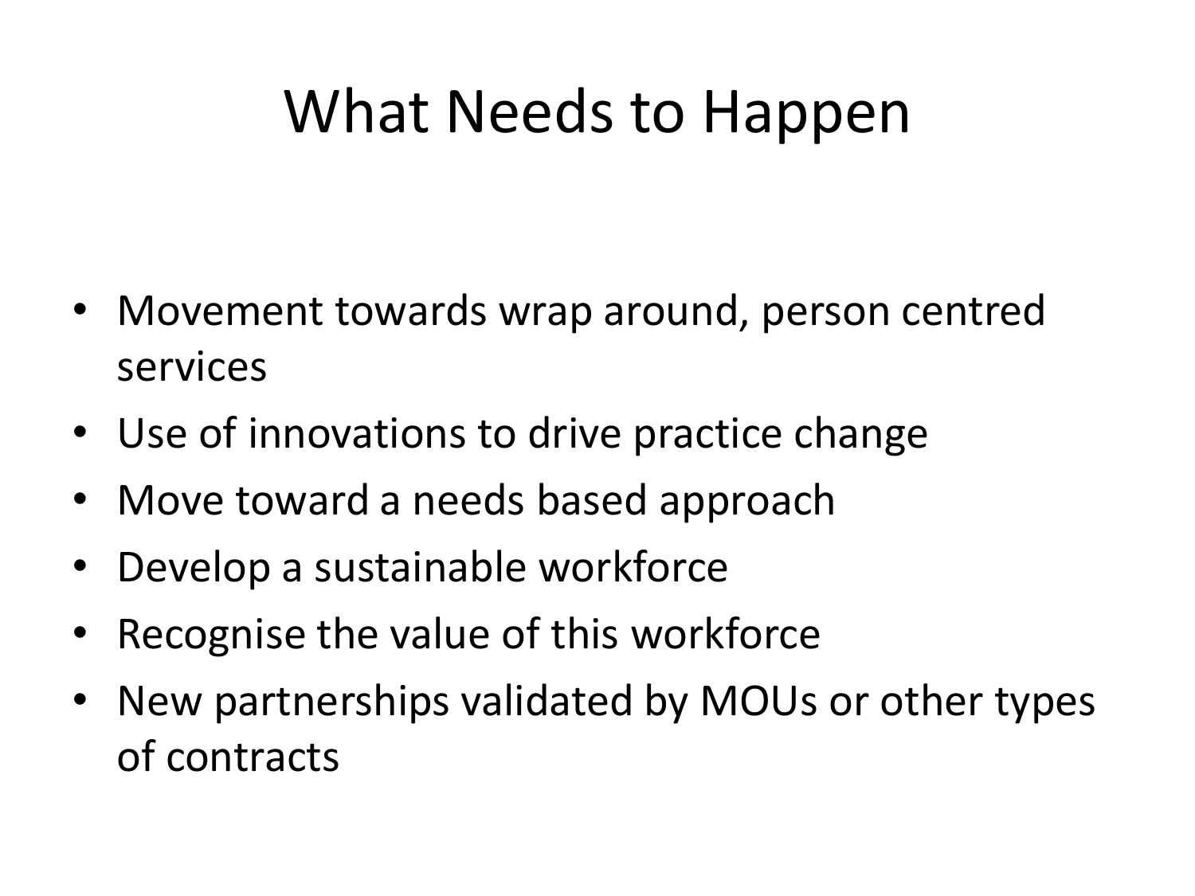# What Needs to Happen

- Movement towards wrap around, person centred services
- Use of innovations to drive practice change
- Move toward a needs based approach
- Develop a sustainable workforce
- Recognise the value of this workforce
- New partnerships validated by MOUs or other types of contracts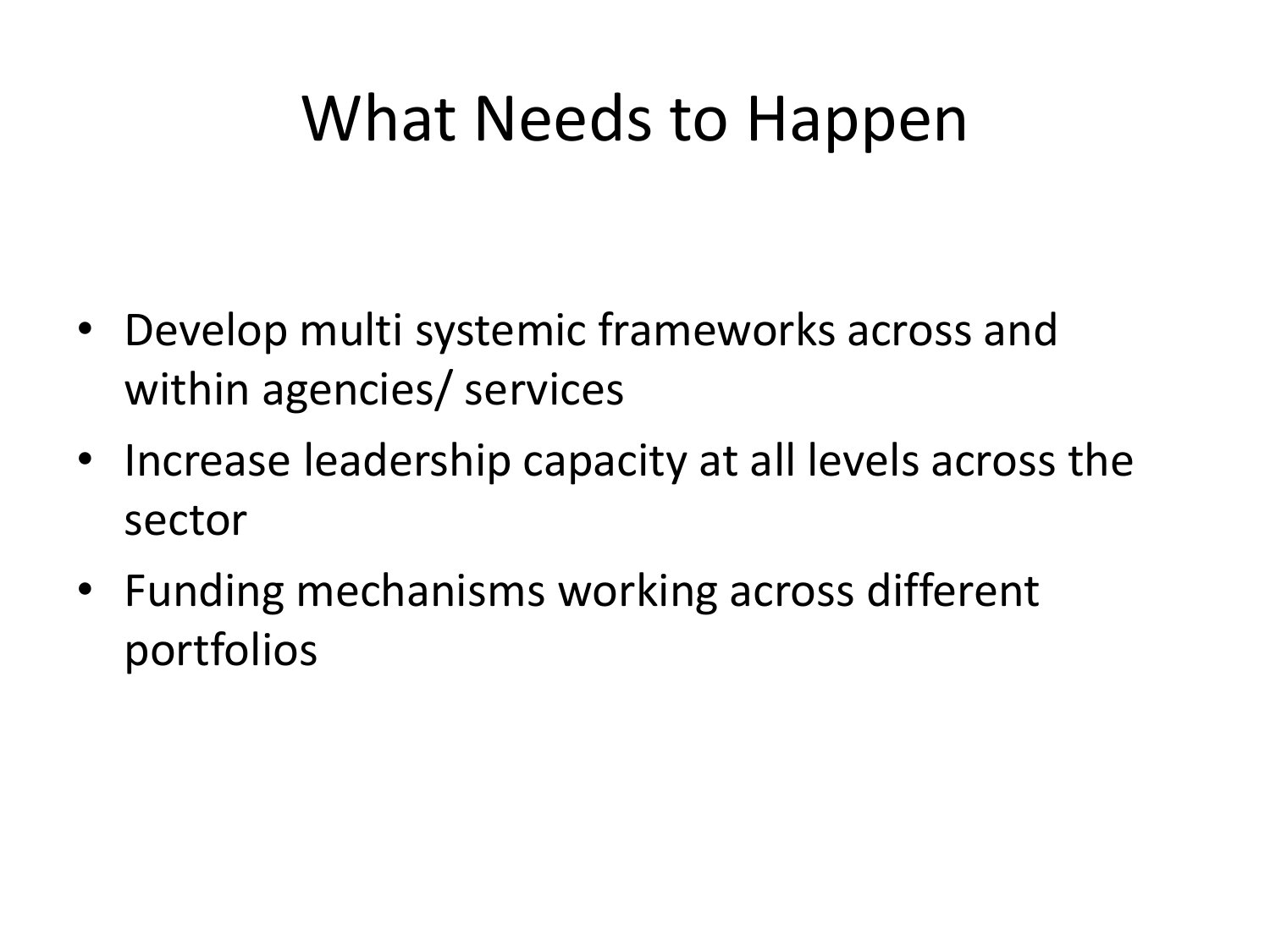# What Needs to Happen

- Develop multi systemic frameworks across and within agencies/ services
- Increase leadership capacity at all levels across the sector
- Funding mechanisms working across different portfolios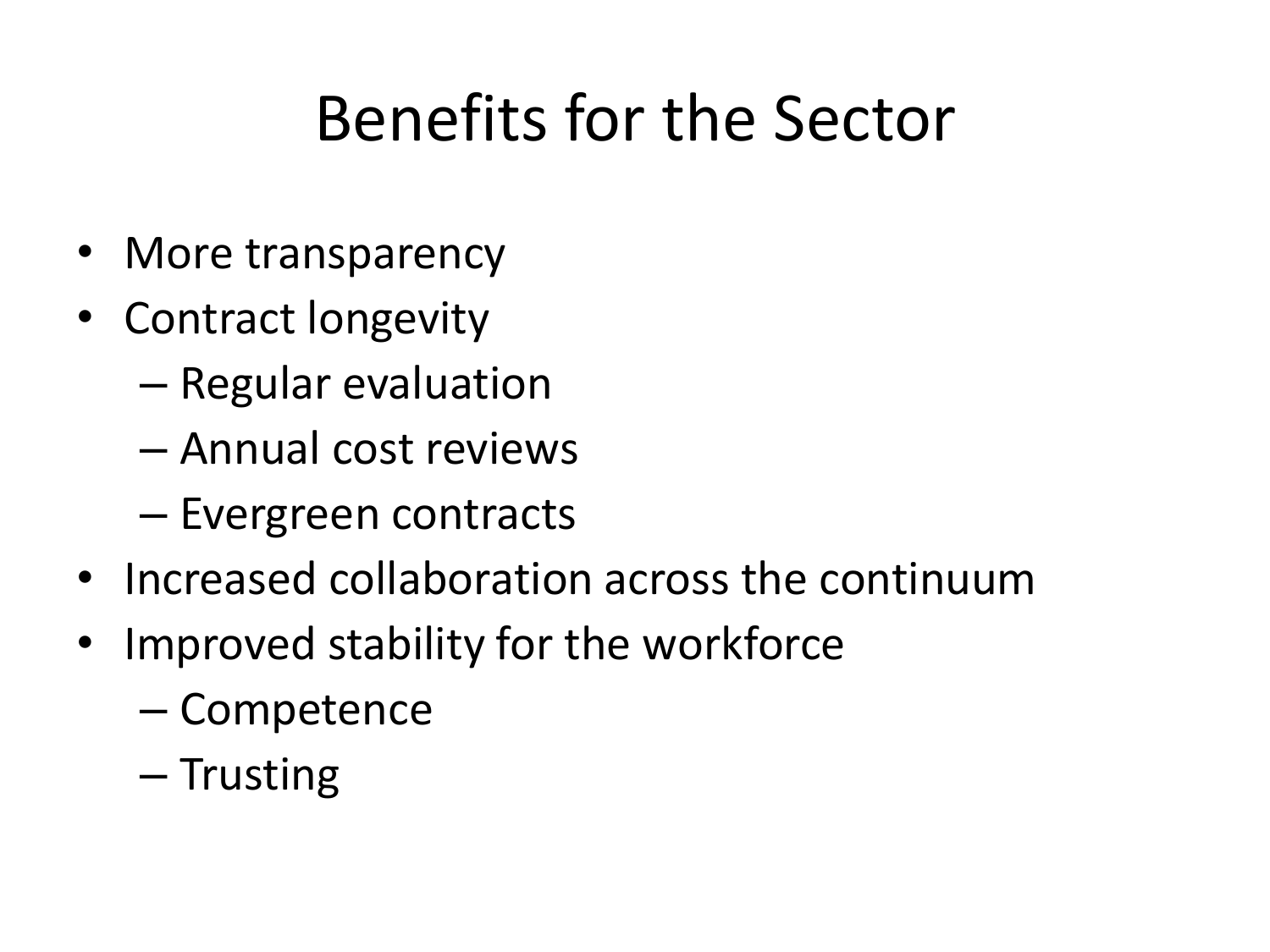# Benefits for the Sector

- More transparency
- Contract longevity
  - Regular evaluation
  - Annual cost reviews
  - Evergreen contracts
- Increased collaboration across the continuum
- Improved stability for the workforce
  - Competence
  - Trusting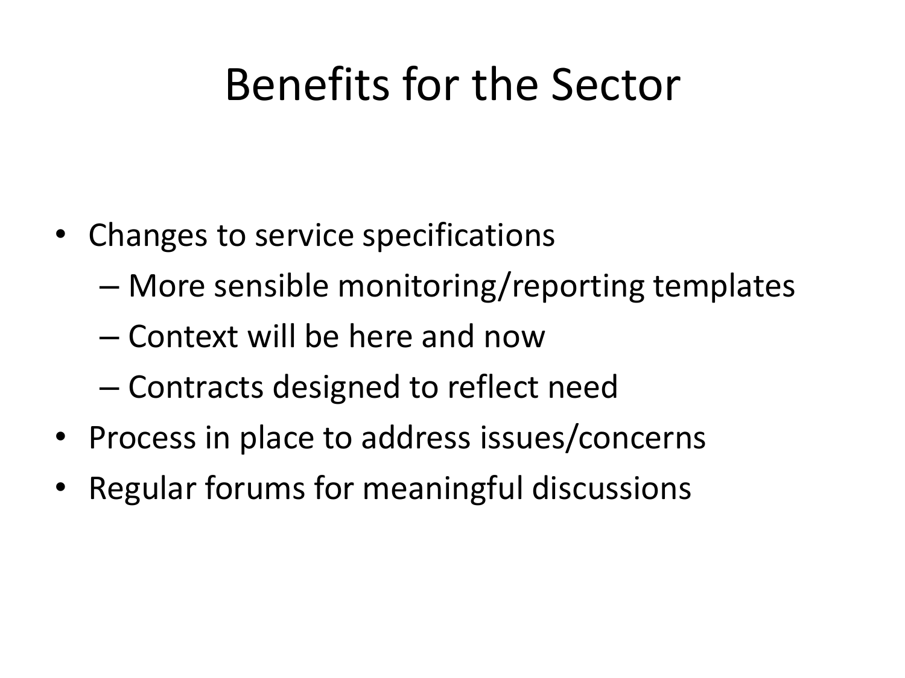# Benefits for the Sector

- Changes to service specifications
  - More sensible monitoring/reporting templates
  - Context will be here and now
  - Contracts designed to reflect need
- Process in place to address issues/concerns
- Regular forums for meaningful discussions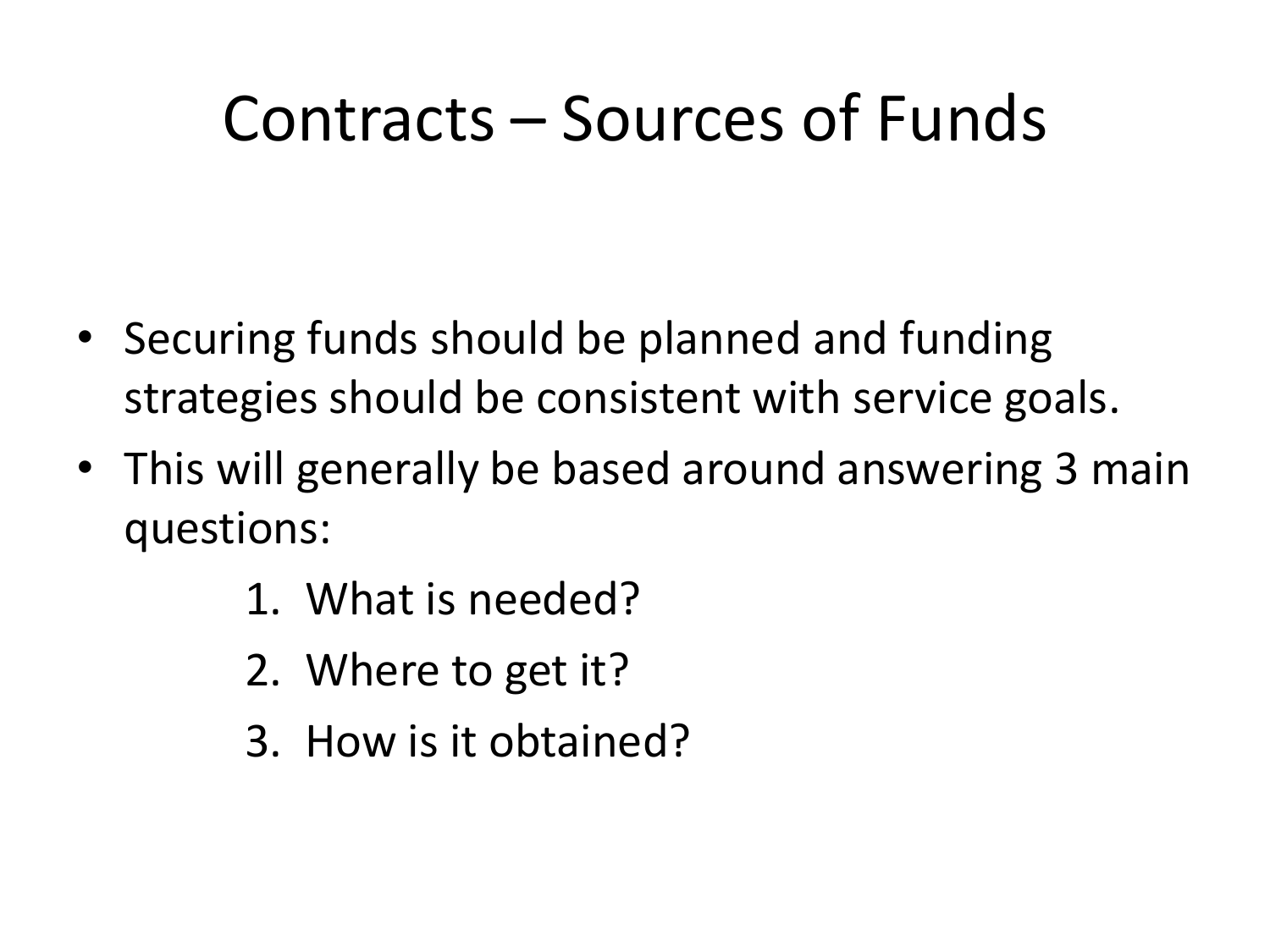# Contracts – Sources of Funds

- Securing funds should be planned and funding strategies should be consistent with service goals.
- This will generally be based around answering 3 main questions:
    1. What is needed?
    2. Where to get it?
    3. How is it obtained?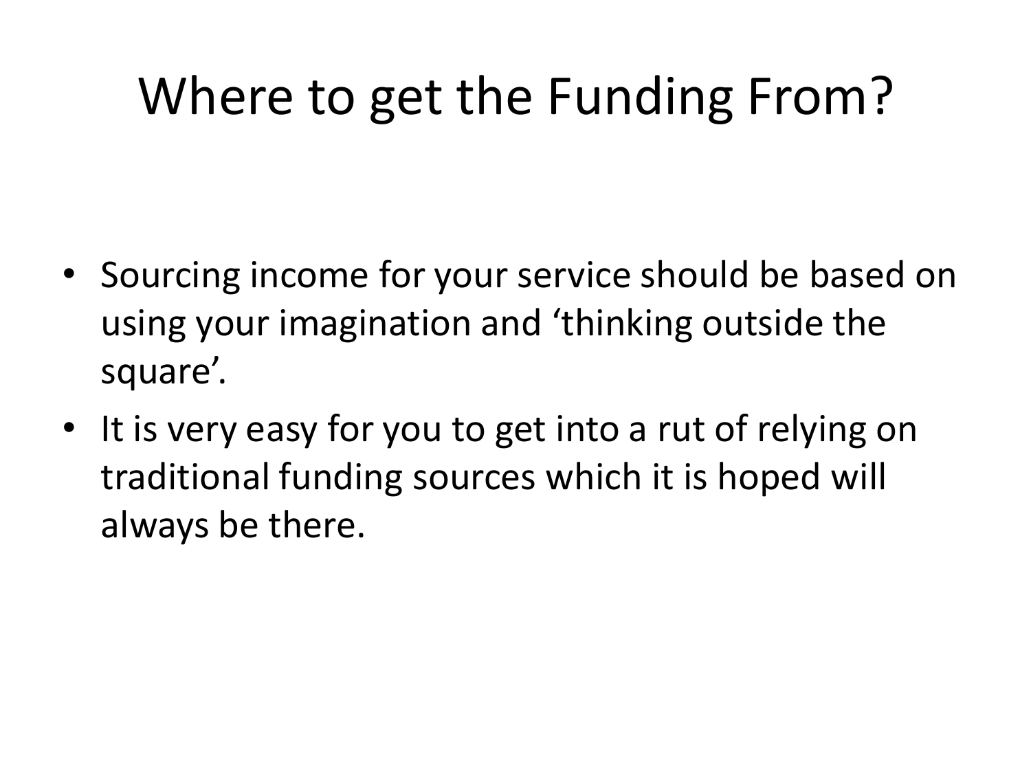# Where to get the Funding From?

- Sourcing income for your service should be based on using your imagination and 'thinking outside the square'.
- It is very easy for you to get into a rut of relying on traditional funding sources which it is hoped will always be there.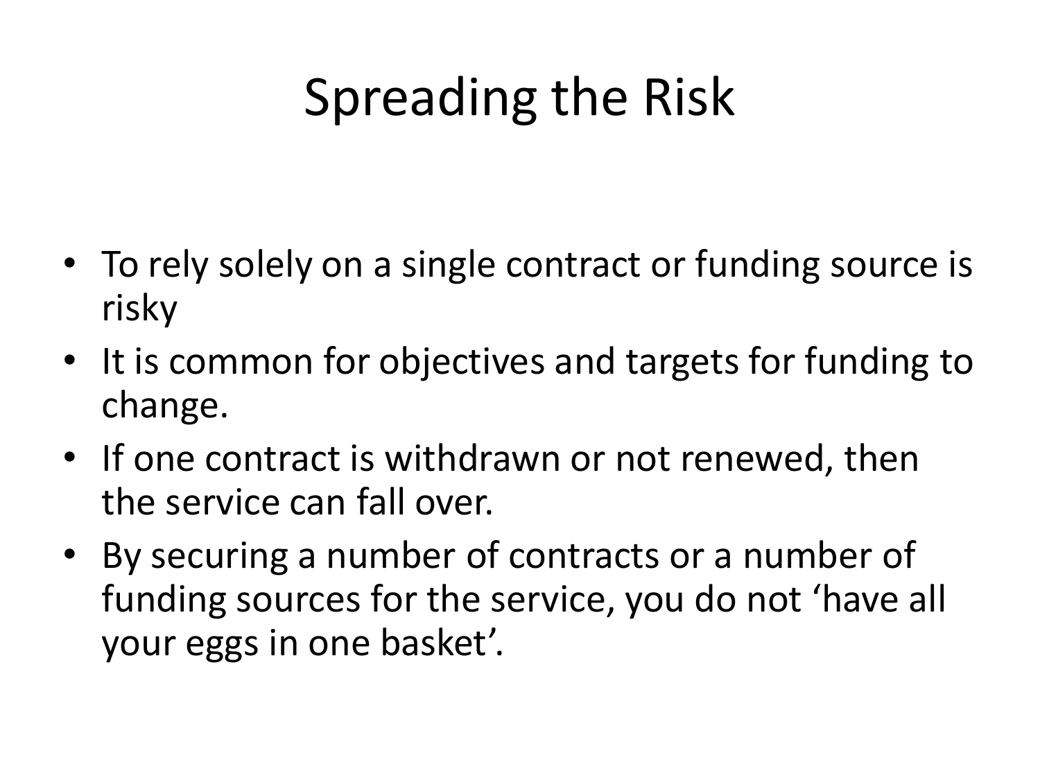# Spreading the Risk

- To rely solely on a single contract or funding source is risky
- It is common for objectives and targets for funding to change.
- If one contract is withdrawn or not renewed, then the service can fall over.
- By securing a number of contracts or a number of funding sources for the service, you do not 'have all your eggs in one basket'.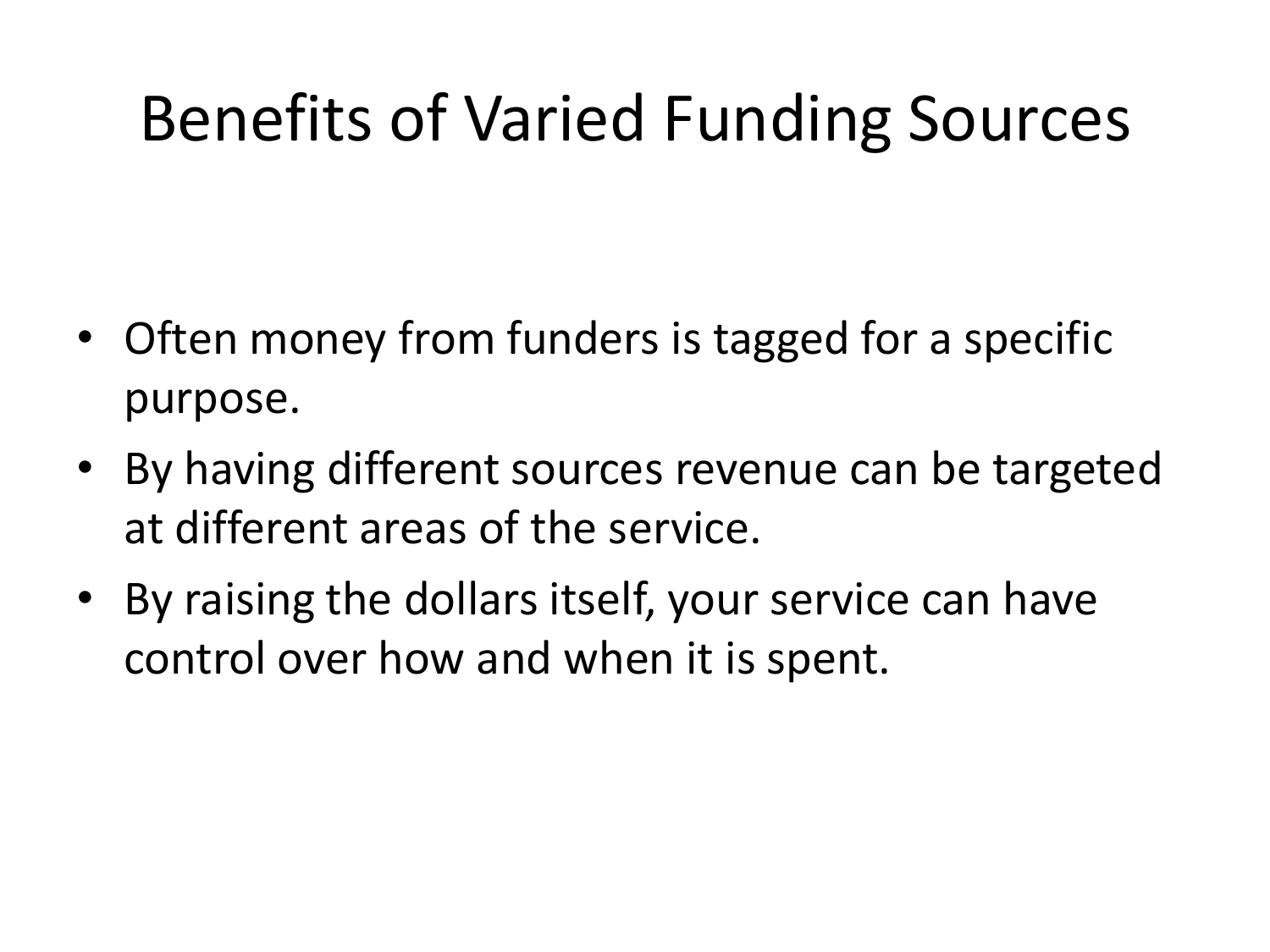# Benefits of Varied Funding Sources

- Often money from funders is tagged for a specific purpose.
- By having different sources revenue can be targeted at different areas of the service.
- By raising the dollars itself, your service can have control over how and when it is spent.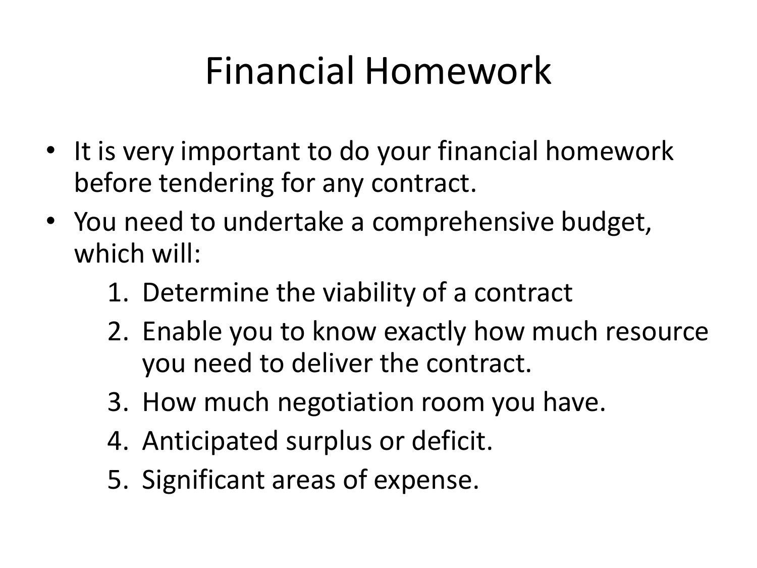# Financial Homework

- It is very important to do your financial homework before tendering for any contract.
- You need to undertake a comprehensive budget, which will:
    1. Determine the viability of a contract
    2. Enable you to know exactly how much resource you need to deliver the contract.
    3. How much negotiation room you have.
    4. Anticipated surplus or deficit.
    5. Significant areas of expense.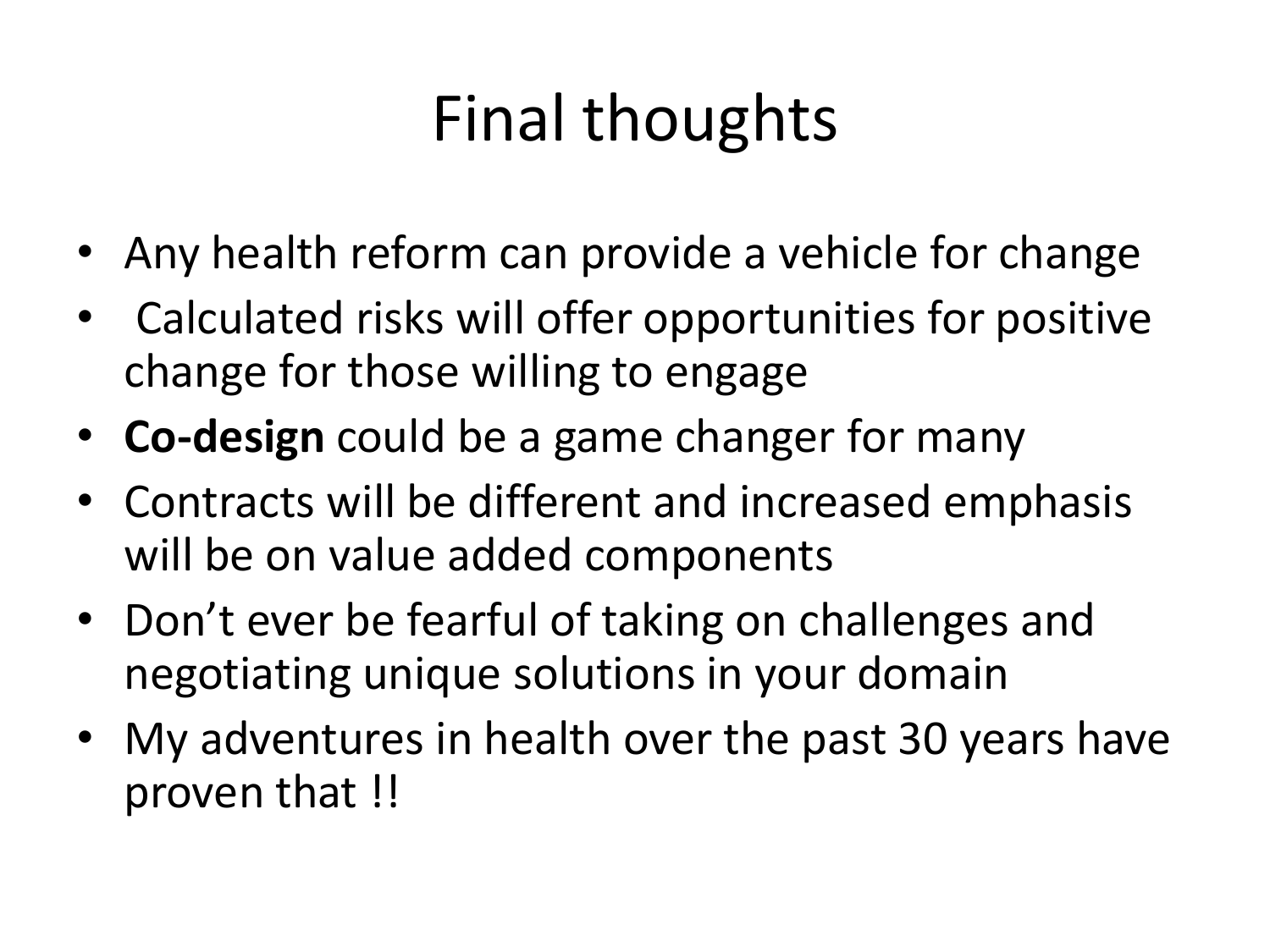# Final thoughts

- Any health reform can provide a vehicle for change
- Calculated risks will offer opportunities for positive change for those willing to engage
- **Co-design** could be a game changer for many
- Contracts will be different and increased emphasis will be on value added components
- Don’t ever be fearful of taking on challenges and negotiating unique solutions in your domain
- My adventures in health over the past 30 years have proven that !!